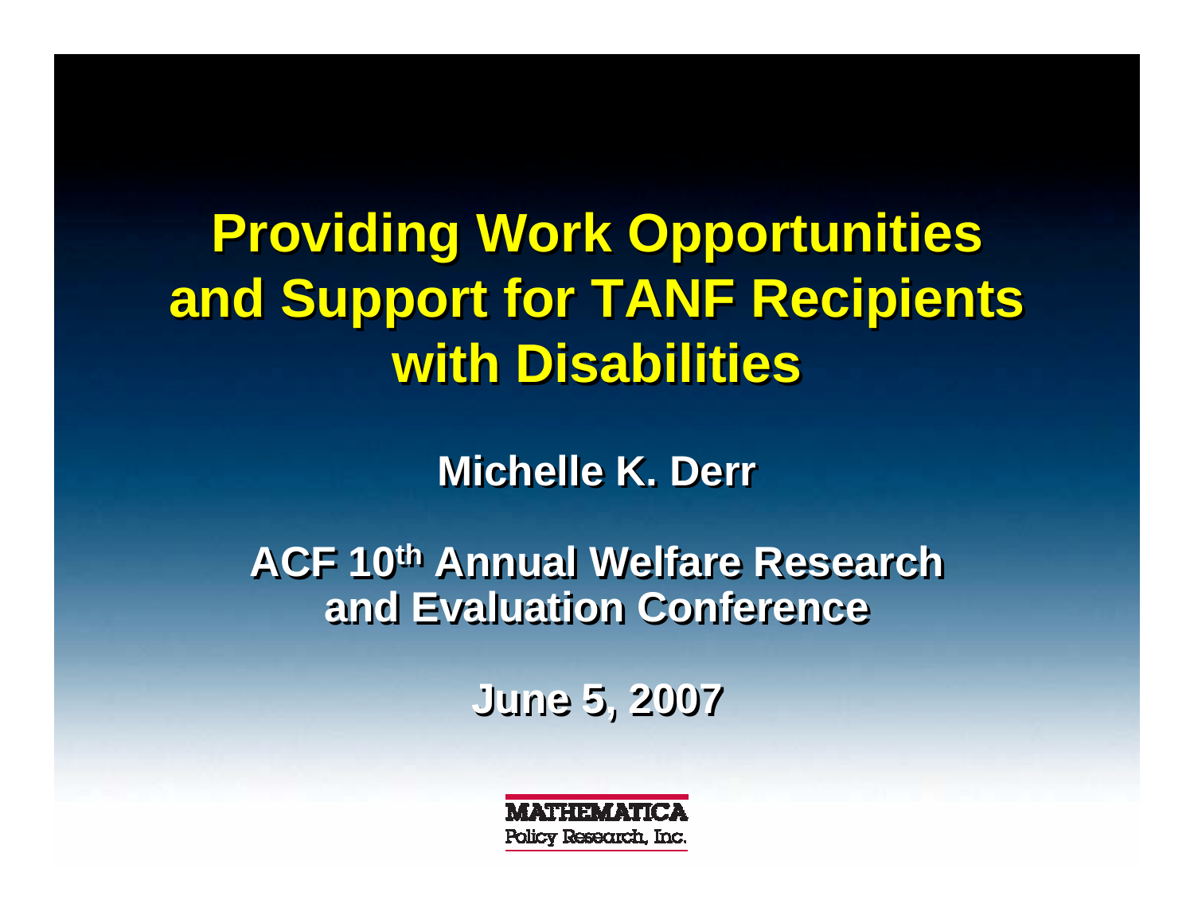# Providing Work Opportunities and Support for TANF Recipients with Disabilities

**Michelle K. Derr**

**ACF 10th Annual Welfare Research and Evaluation Conference**

**June 5, 2007**

MATHEMATICA
Policy Research, Inc.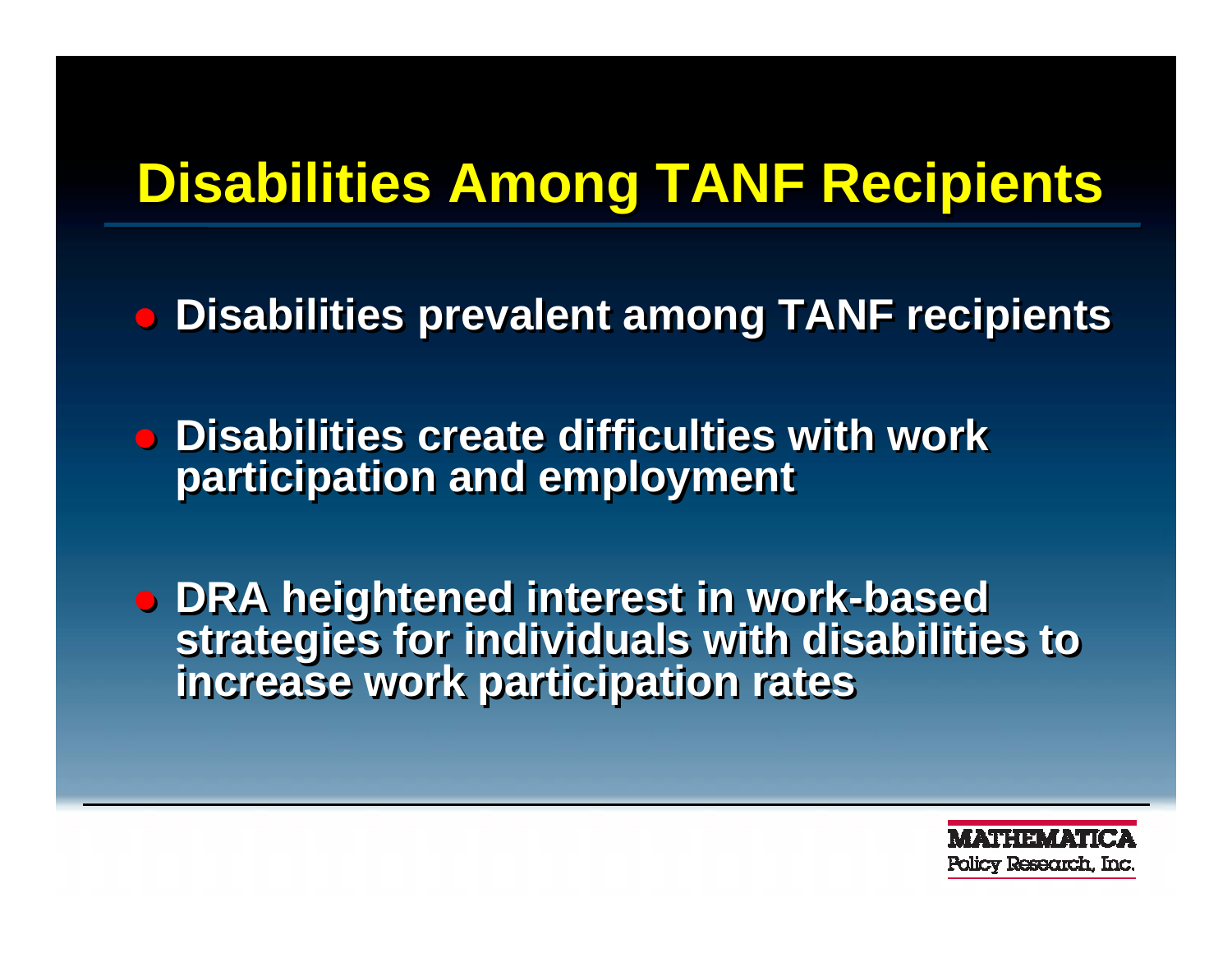# Disabilities Among TANF Recipients

- Disabilities prevalent among TANF recipients
- Disabilities create difficulties with work participation and employment
- DRA heightened interest in work-based strategies for individuals with disabilities to increase work participation rates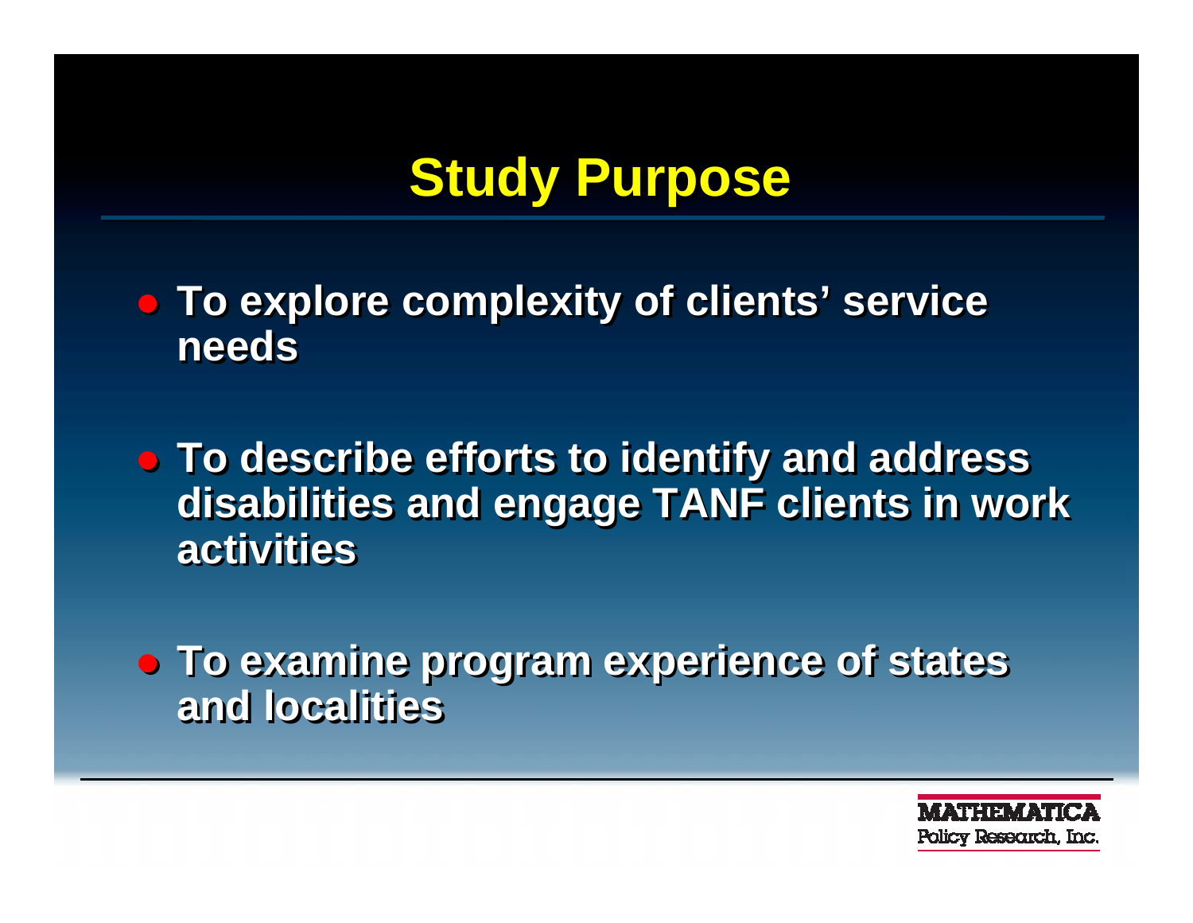# Study Purpose

- **To explore complexity of clients' service needs**
- **To describe efforts to identify and address disabilities and engage TANF clients in work activities**
- **To examine program experience of states and localities**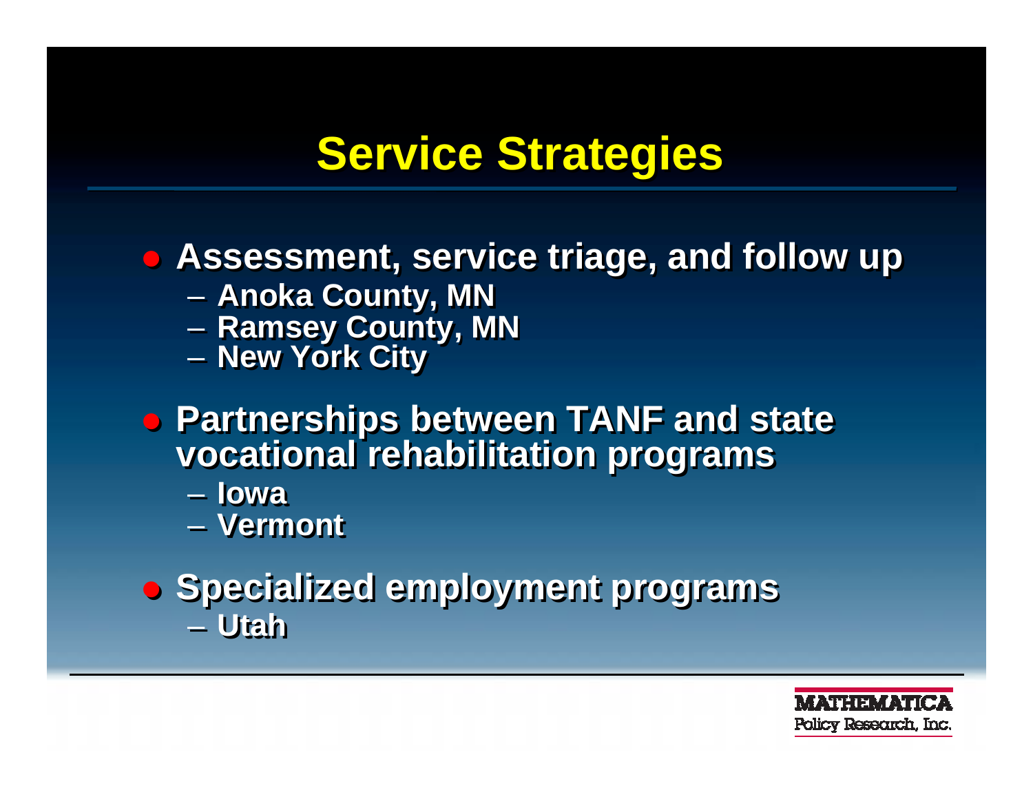# Service Strategies

- **Assessment, service triage, and follow up**
  - Anoka County, MN
  - Ramsey County, MN
  - New York City
- **Partnerships between TANF and state vocational rehabilitation programs**
  - Iowa
  - Vermont
- **Specialized employment programs**
  - Utah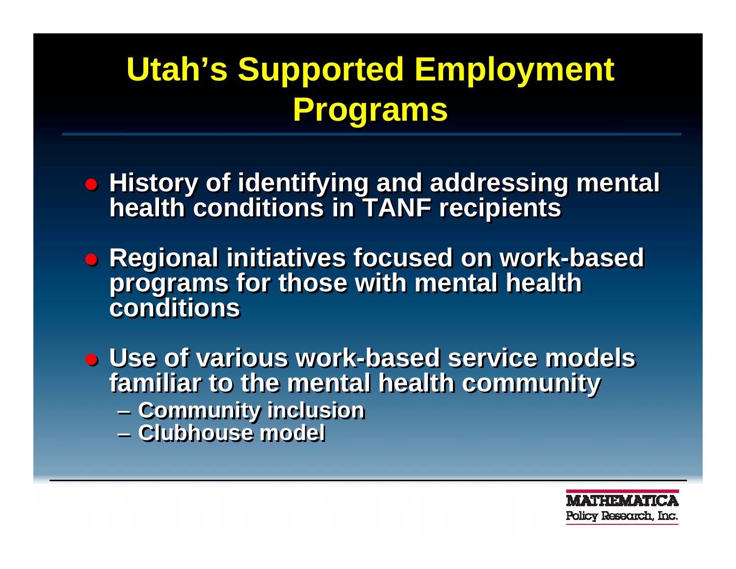# Utah's Supported Employment Programs

- History of identifying and addressing mental health conditions in TANF recipients
- Regional initiatives focused on work-based programs for those with mental health conditions
- Use of various work-based service models familiar to the mental health community
  - Community inclusion
  - Clubhouse model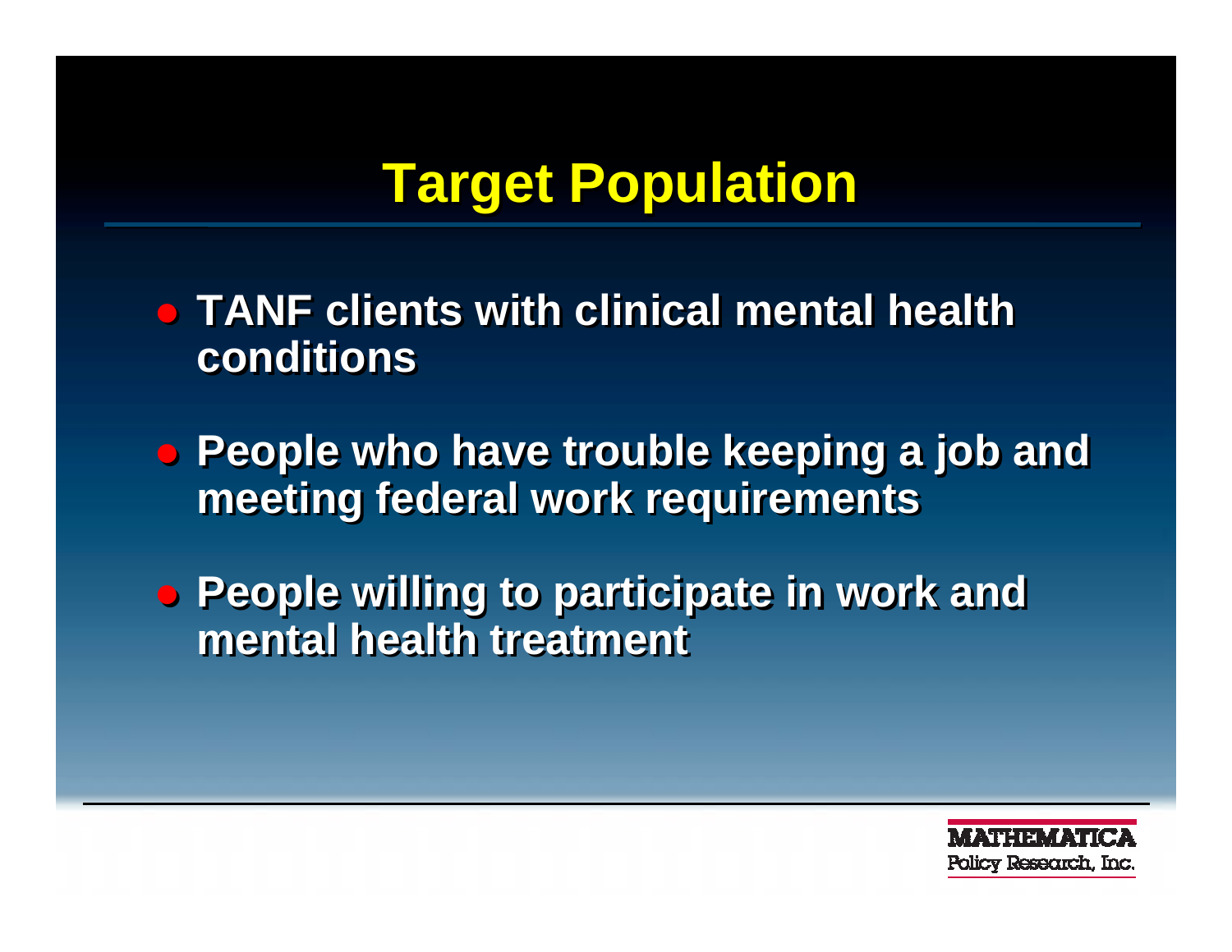# Target Population

- TANF clients with clinical mental health conditions
- People who have trouble keeping a job and meeting federal work requirements
- People willing to participate in work and mental health treatment

MATHEMATICA
Policy Research, Inc.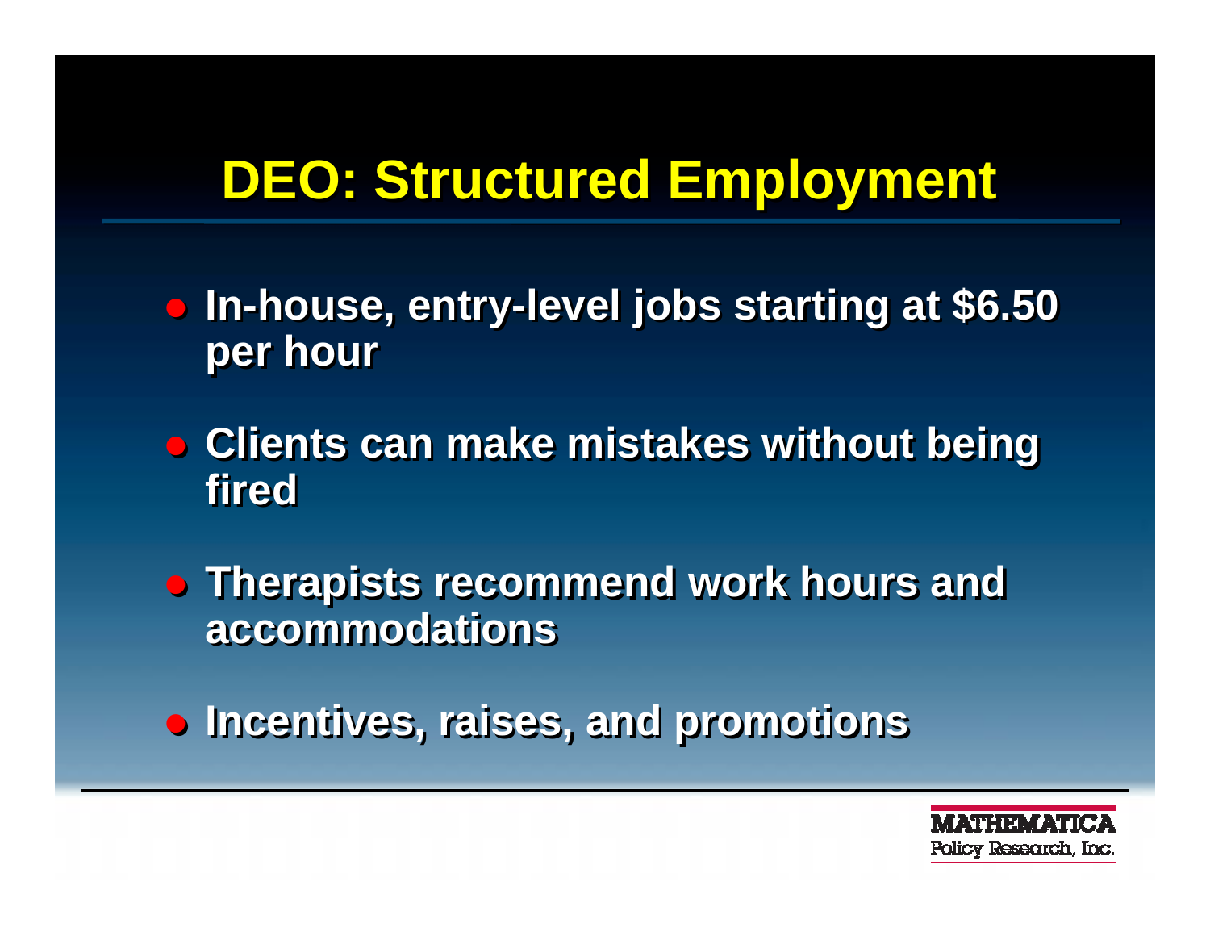# DEO: Structured Employment

- **In-house, entry-level jobs starting at $6.50 per hour**
- **Clients can make mistakes without being fired**
- **Therapists recommend work hours and accommodations**
- **Incentives, raises, and promotions**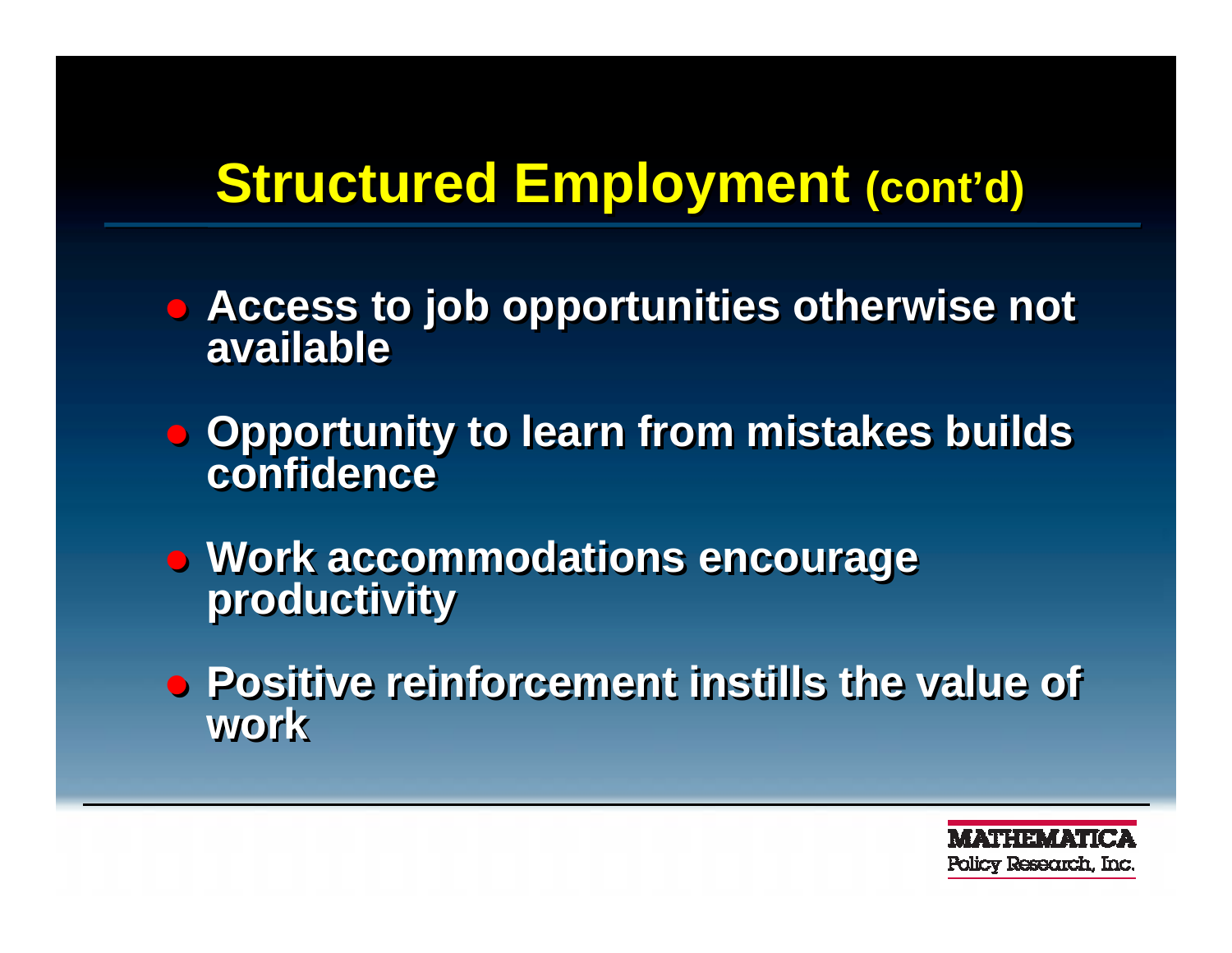# Structured Employment (cont'd)

- Access to job opportunities otherwise not available
- Opportunity to learn from mistakes builds confidence
- Work accommodations encourage productivity
- Positive reinforcement instills the value of work

MATHEMATICA
Policy Research, Inc.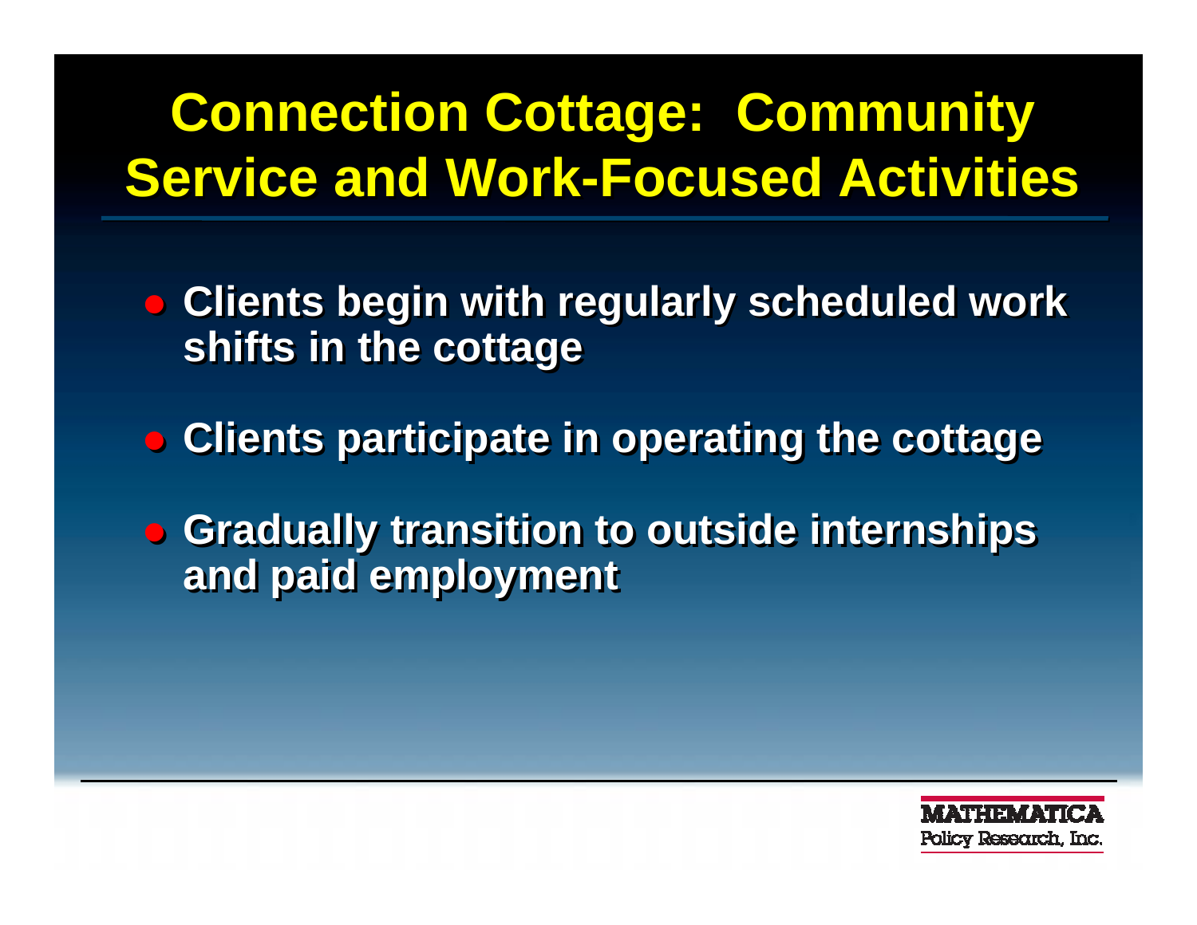# Connection Cottage: Community Service and Work-Focused Activities

- Clients begin with regularly scheduled work shifts in the cottage
- Clients participate in operating the cottage
- Gradually transition to outside internships and paid employment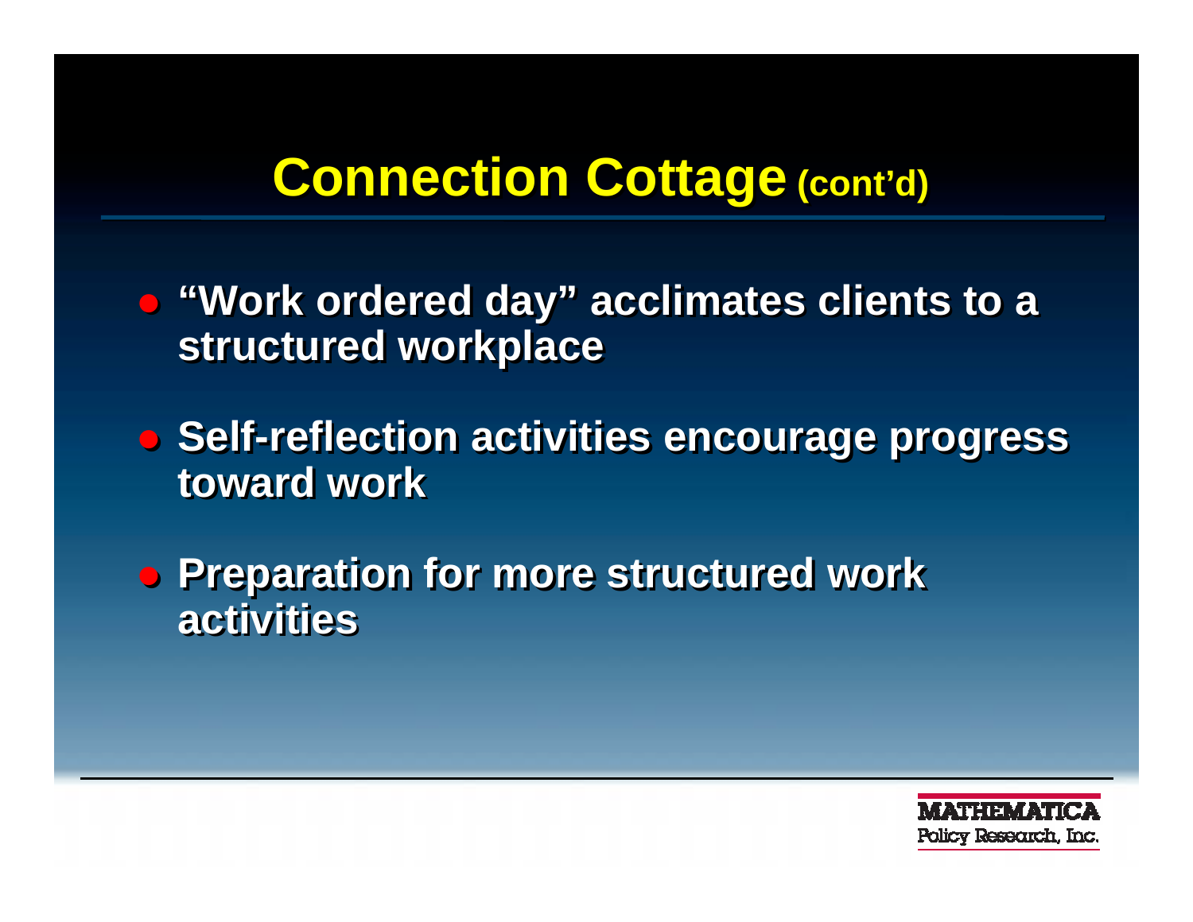# Connection Cottage (cont'd)

- "Work ordered day" acclimates clients to a structured workplace
- Self-reflection activities encourage progress toward work
- Preparation for more structured work activities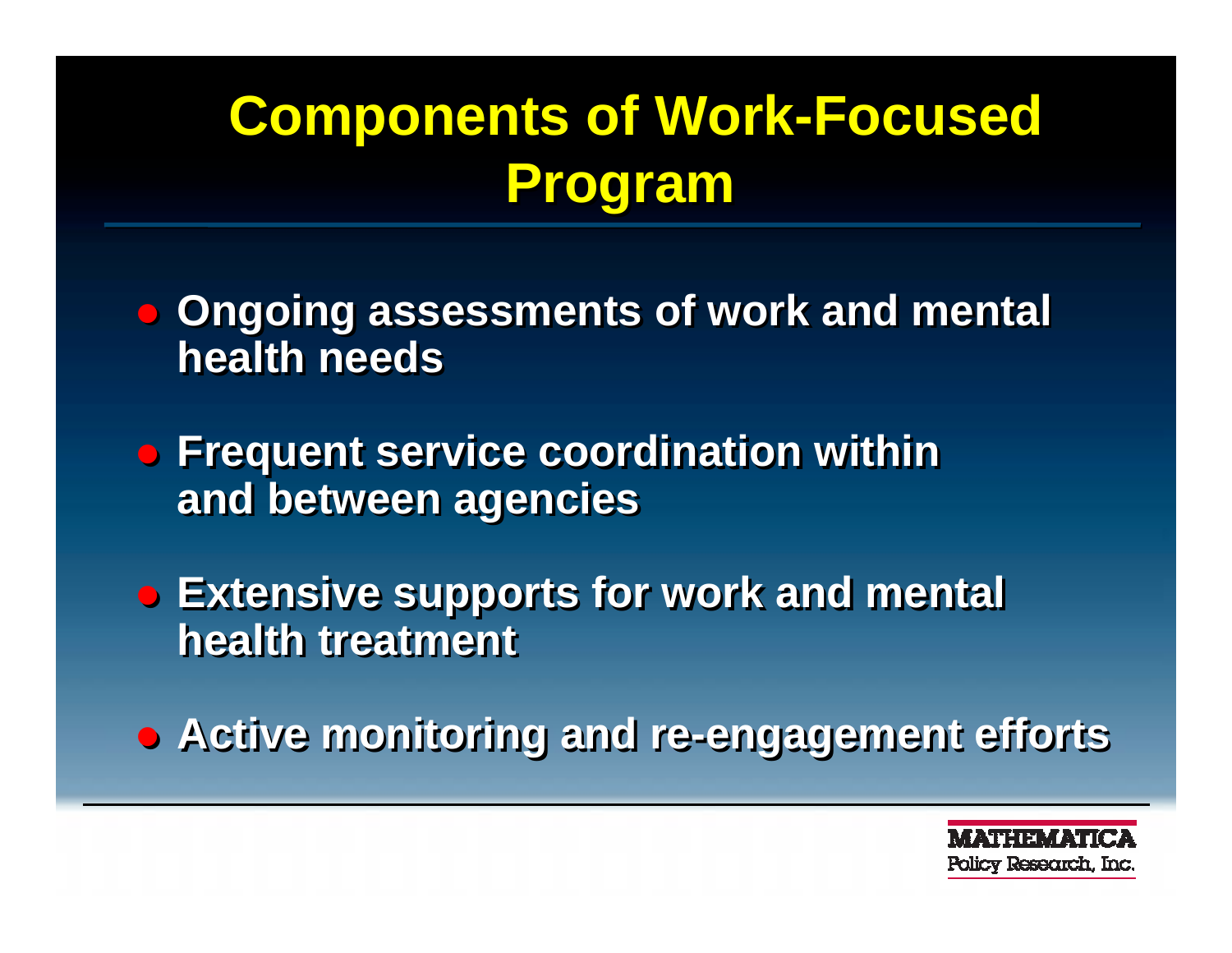# Components of Work-Focused Program

- **Ongoing assessments of work and mental health needs**
- **Frequent service coordination within and between agencies**
- **Extensive supports for work and mental health treatment**
- **Active monitoring and re-engagement efforts**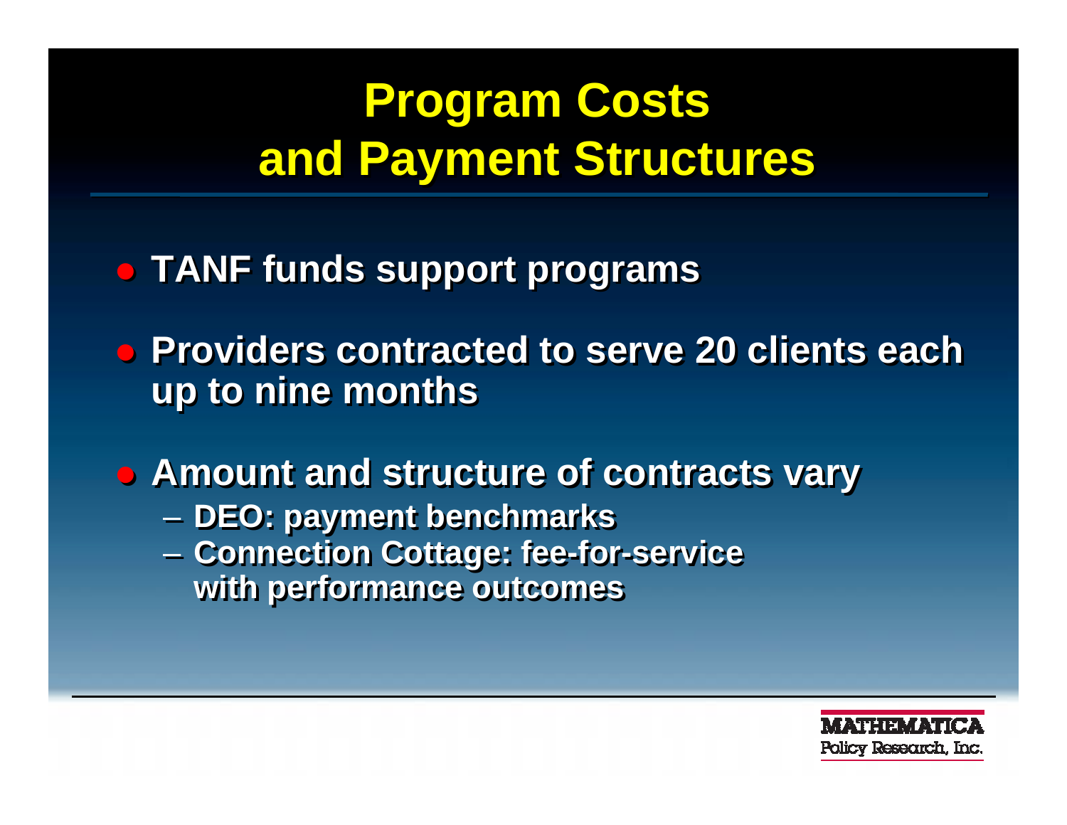# Program Costs and Payment Structures

- TANF funds support programs
- Providers contracted to serve 20 clients each up to nine months
- Amount and structure of contracts vary
  - DEO: payment benchmarks
  - Connection Cottage: fee-for-service with performance outcomes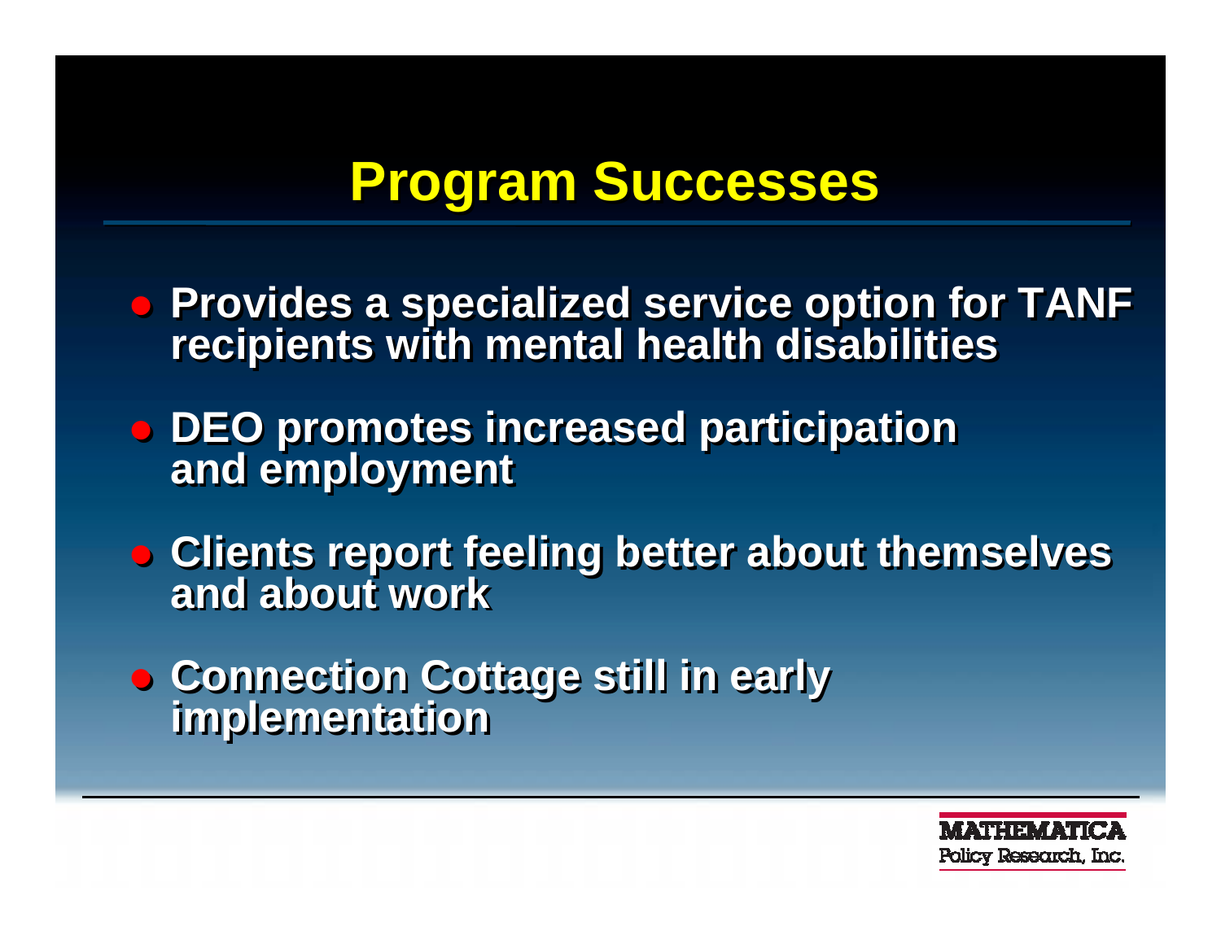# Program Successes

- Provides a specialized service option for TANF recipients with mental health disabilities
- DEO promotes increased participation and employment
- Clients report feeling better about themselves and about work
- Connection Cottage still in early implementation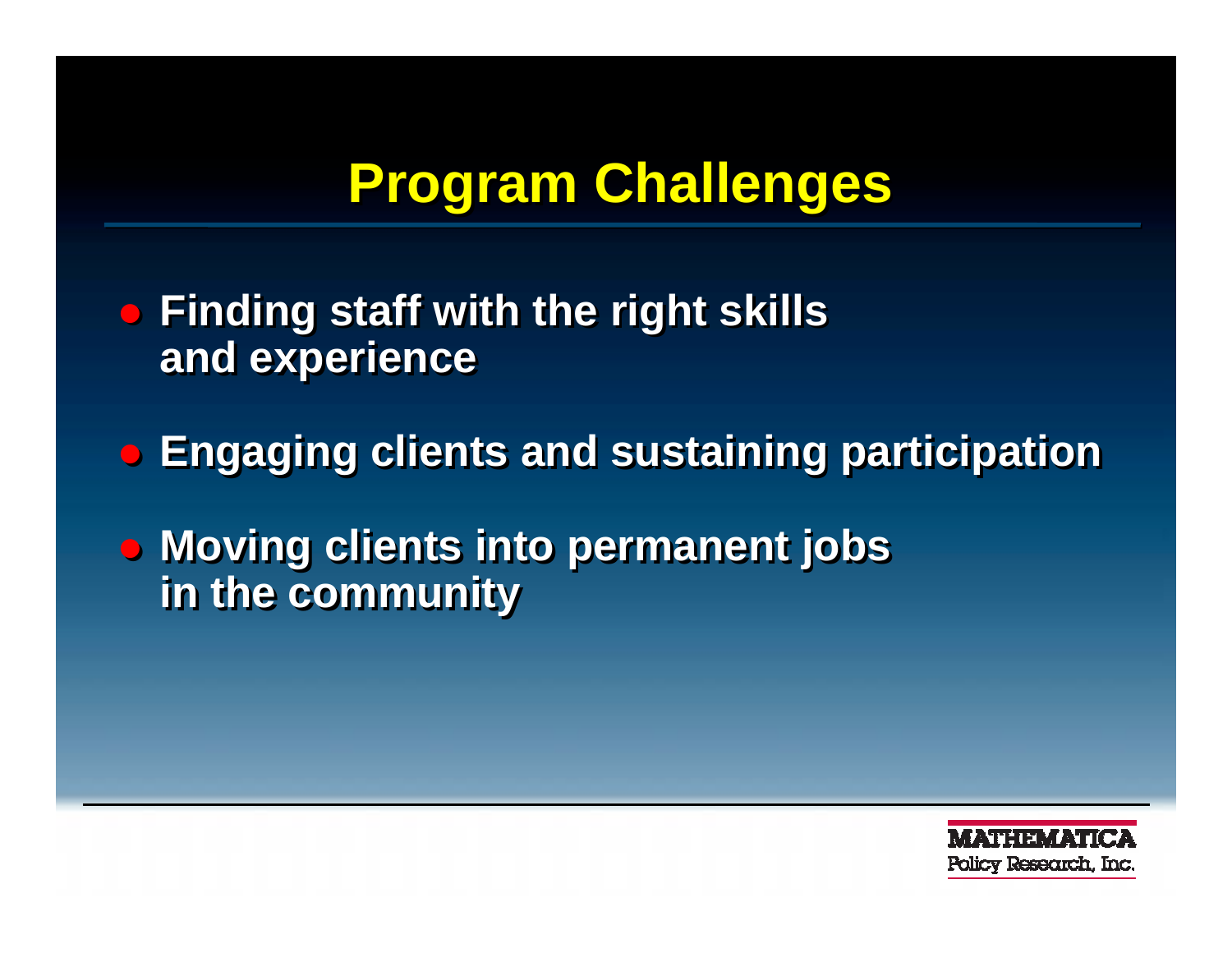# Program Challenges

- Finding staff with the right skills and experience
- Engaging clients and sustaining participation
- Moving clients into permanent jobs in the community

MATHEMATICA
Policy Research, Inc.